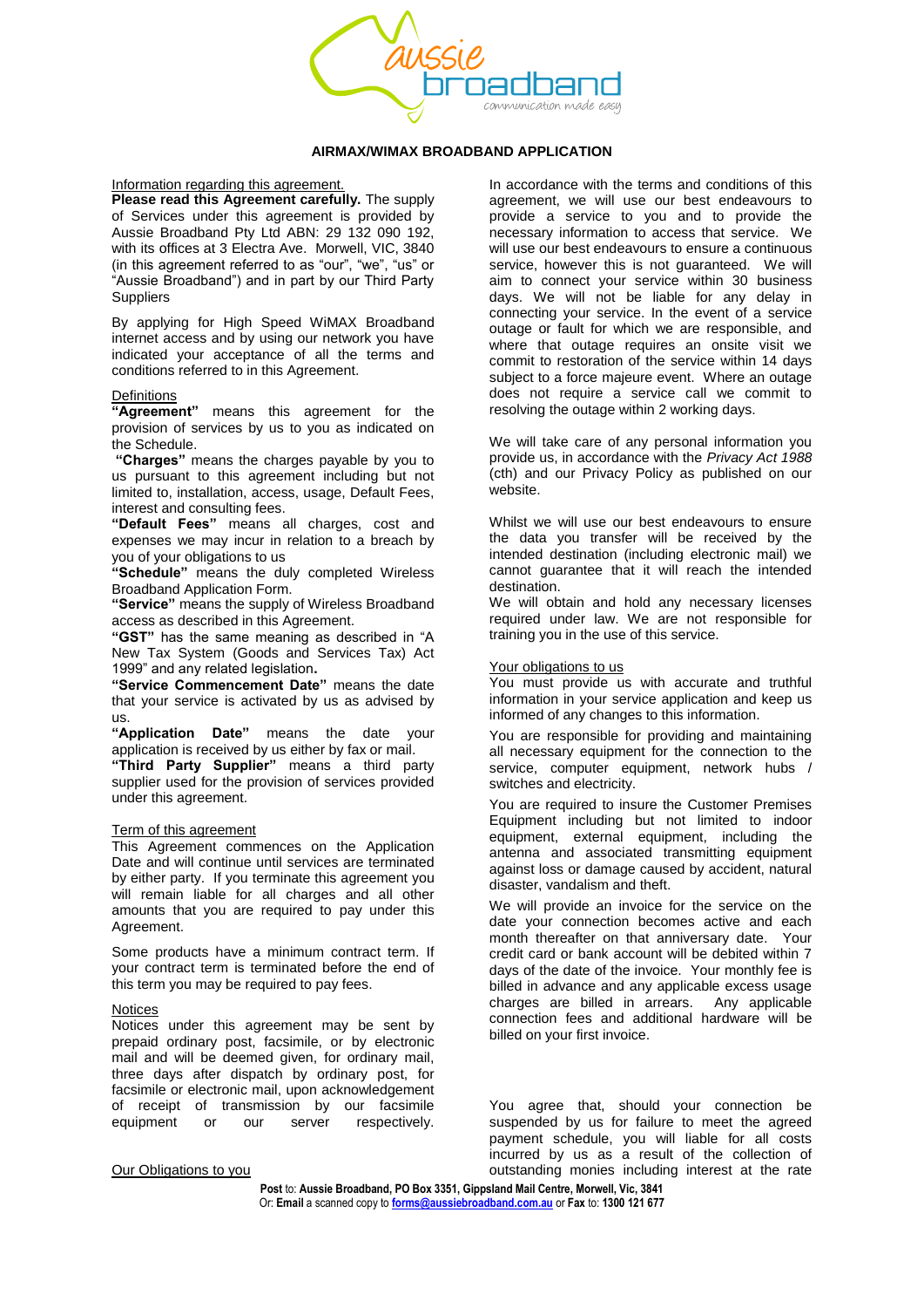# AIRMAX/WIMAX BROADBAND APPLICATION

Information regarding this agreement.

**Please read this Agreement carefully.** The supply of Services under this agreement is provided by Aussie Broadband Pty Ltd ABN: 29 132 090 192, with its offices at 3 Electra Ave. Morwell, VIC, 3840 (in this agreement referred to as "our", "we", "us" or "Aussie Broadband") and in part by our Third Party Suppliers

By applying for High Speed WiMAX Broadband internet access and by using our network you have indicated your acceptance of all the terms and conditions referred to in this Agreement.

## Definitions

**"Agreement"** means this agreement for the provision of services by us to you as indicated on the Schedule.

**"Charges"** means the charges payable by you to us pursuant to this agreement including but not limited to, installation, access, usage, Default Fees, interest and consulting fees.

**"Default Fees"** means all charges, cost and expenses we may incur in relation to a breach by you of your obligations to us

**"Schedule"** means the duly completed Wireless Broadband Application Form.

**"Service"** means the supply of Wireless Broadband access as described in this Agreement.

**"GST"** has the same meaning as described in "A New Tax System (Goods and Services Tax) Act 1999" and any related legislation**.**

**"Service Commencement Date"** means the date that your service is activated by us as advised by us.

**"Application Date"** means the date your application is received by us either by fax or mail.

**"Third Party Supplier"** means a third party supplier used for the provision of services provided under this agreement.

## Term of this agreement

This Agreement commences on the Application Date and will continue until services are terminated by either party. If you terminate this agreement you will remain liable for all charges and all other amounts that you are required to pay under this Agreement.

Some products have a minimum contract term. If your contract term is terminated before the end of this term you may be required to pay fees.

## Notices

Notices under this agreement may be sent by prepaid ordinary post, facsimile, or by electronic mail and will be deemed given, for ordinary mail, three days after dispatch by ordinary post, for facsimile or electronic mail, upon acknowledgement of receipt of transmission by our facsimile equipment or our server respectively.

## Our Obligations to you

In accordance with the terms and conditions of this agreement, we will use our best endeavours to provide a service to you and to provide the necessary information to access that service. We will use our best endeavours to ensure a continuous service, however this is not guaranteed. We will aim to connect your service within 30 business days. We will not be liable for any delay in connecting your service. In the event of a service outage or fault for which we are responsible, and where that outage requires an onsite visit we commit to restoration of the service within 14 days subject to a force majeure event. Where an outage does not require a service call we commit to resolving the outage within 2 working days.

We will take care of any personal information you provide us, in accordance with the *Privacy Act 1988* (cth) and our Privacy Policy as published on our website.

Whilst we will use our best endeavours to ensure the data you transfer will be received by the intended destination (including electronic mail) we cannot guarantee that it will reach the intended destination.

We will obtain and hold any necessary licenses required under law. We are not responsible for training you in the use of this service.

## Your obligations to us

You must provide us with accurate and truthful information in your service application and keep us informed of any changes to this information.

You are responsible for providing and maintaining all necessary equipment for the connection to the service, computer equipment, network hubs / switches and electricity.

You are required to insure the Customer Premises Equipment including but not limited to indoor equipment, external equipment, including the antenna and associated transmitting equipment against loss or damage caused by accident, natural disaster, vandalism and theft.

We will provide an invoice for the service on the date your connection becomes active and each month thereafter on that anniversary date. Your credit card or bank account will be debited within 7 days of the date of the invoice. Your monthly fee is billed in advance and any applicable excess usage charges are billed in arrears. Any applicable connection fees and additional hardware will be billed on your first invoice.

You agree that, should your connection be suspended by us for failure to meet the agreed payment schedule, you will liable for all costs incurred by us as a result of the collection of outstanding monies including interest at the rate

**Post** to: **Aussie Broadband, PO Box 3351, Gippsland Mail Centre, Morwell, Vic, 3841**
Or: **Email** a scanned copy to **forms@aussiebroadband.com.au** or **Fax** to: **1300 121 677**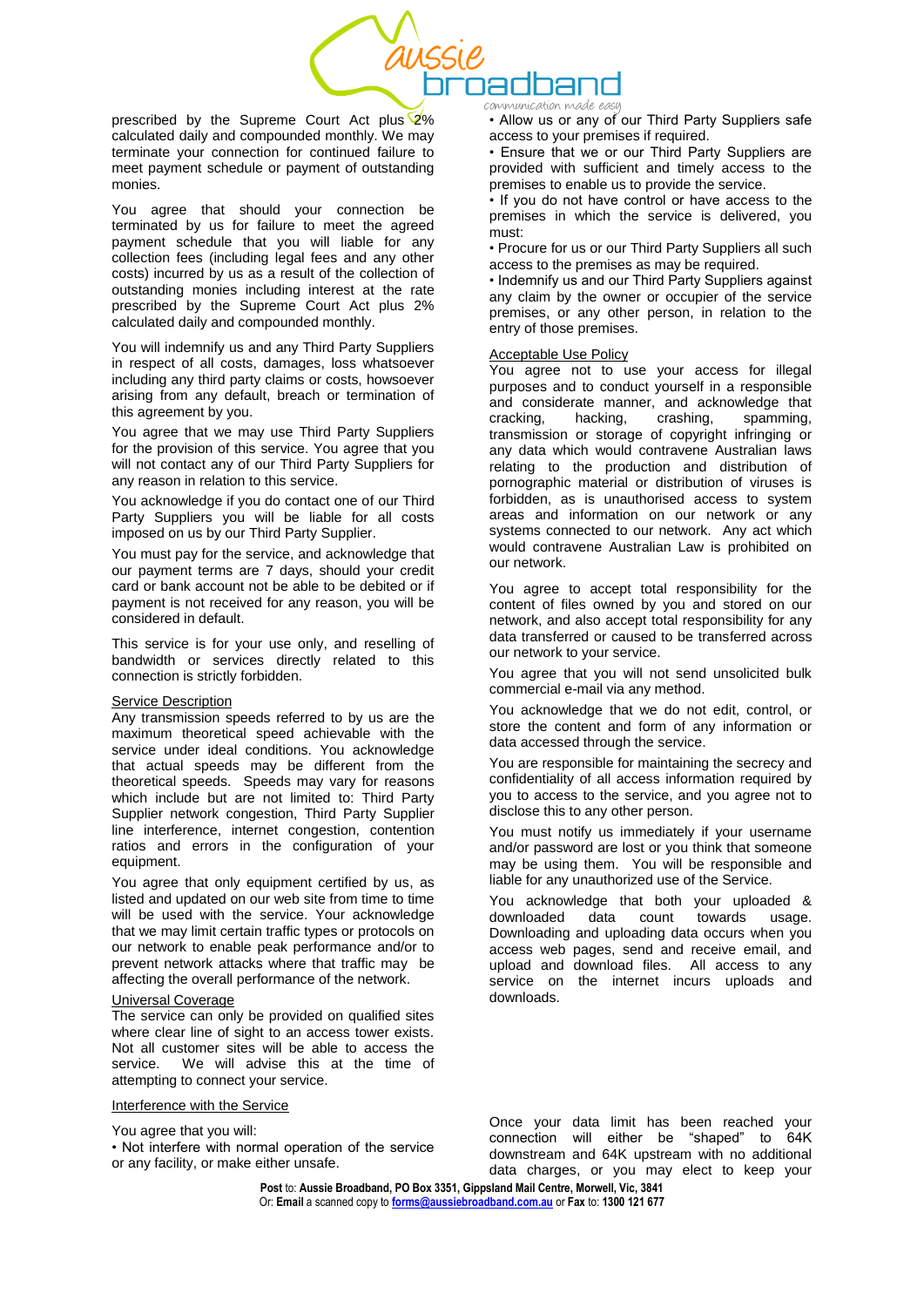prescribed by the Supreme Court Act plus 2% calculated daily and compounded monthly. We may terminate your connection for continued failure to meet payment schedule or payment of outstanding monies.

You agree that should your connection be terminated by us for failure to meet the agreed payment schedule that you will liable for any collection fees (including legal fees and any other costs) incurred by us as a result of the collection of outstanding monies including interest at the rate prescribed by the Supreme Court Act plus 2% calculated daily and compounded monthly.

You will indemnify us and any Third Party Suppliers in respect of all costs, damages, loss whatsoever including any third party claims or costs, howsoever arising from any default, breach or termination of this agreement by you.

You agree that we may use Third Party Suppliers for the provision of this service. You agree that you will not contact any of our Third Party Suppliers for any reason in relation to this service.

You acknowledge if you do contact one of our Third Party Suppliers you will be liable for all costs imposed on us by our Third Party Supplier.

You must pay for the service, and acknowledge that our payment terms are 7 days, should your credit card or bank account not be able to be debited or if payment is not received for any reason, you will be considered in default.

This service is for your use only, and reselling of bandwidth or services directly related to this connection is strictly forbidden.

Service Description

Any transmission speeds referred to by us are the maximum theoretical speed achievable with the service under ideal conditions. You acknowledge that actual speeds may be different from the theoretical speeds. Speeds may vary for reasons which include but are not limited to: Third Party Supplier network congestion, Third Party Supplier line interference, internet congestion, contention ratios and errors in the configuration of your equipment.

You agree that only equipment certified by us, as listed and updated on our web site from time to time will be used with the service. Your acknowledge that we may limit certain traffic types or protocols on our network to enable peak performance and/or to prevent network attacks where that traffic may be affecting the overall performance of the network.

Universal Coverage

The service can only be provided on qualified sites where clear line of sight to an access tower exists. Not all customer sites will be able to access the service. We will advise this at the time of attempting to connect your service.

Interference with the Service

You agree that you will:

• Not interfere with normal operation of the service or any facility, or make either unsafe.

• Allow us or any of our Third Party Suppliers safe access to your premises if required.

• Ensure that we or our Third Party Suppliers are provided with sufficient and timely access to the premises to enable us to provide the service.

• If you do not have control or have access to the premises in which the service is delivered, you must:

• Procure for us or our Third Party Suppliers all such access to the premises as may be required.

• Indemnify us and our Third Party Suppliers against any claim by the owner or occupier of the service premises, or any other person, in relation to the entry of those premises.

Acceptable Use Policy

You agree not to use your access for illegal purposes and to conduct yourself in a responsible and considerate manner, and acknowledge that cracking, hacking, crashing, spamming, transmission or storage of copyright infringing or any data which would contravene Australian laws relating to the production and distribution of pornographic material or distribution of viruses is forbidden, as is unauthorised access to system areas and information on our network or any systems connected to our network. Any act which would contravene Australian Law is prohibited on our network.

You agree to accept total responsibility for the content of files owned by you and stored on our network, and also accept total responsibility for any data transferred or caused to be transferred across our network to your service.

You agree that you will not send unsolicited bulk commercial e-mail via any method.

You acknowledge that we do not edit, control, or store the content and form of any information or data accessed through the service.

You are responsible for maintaining the secrecy and confidentiality of all access information required by you to access to the service, and you agree not to disclose this to any other person.

You must notify us immediately if your username and/or password are lost or you think that someone may be using them. You will be responsible and liable for any unauthorized use of the Service.

You acknowledge that both your uploaded & downloaded data count towards usage. Downloading and uploading data occurs when you access web pages, send and receive email, and upload and download files. All access to any service on the internet incurs uploads and downloads.

Once your data limit has been reached your connection will either be "shaped" to 64K downstream and 64K upstream with no additional data charges, or you may elect to keep your

**Post** to: **Aussie Broadband, PO Box 3351, Gippsland Mail Centre, Morwell, Vic, 3841**
Or: **Email** a scanned copy to **forms@aussiebroadband.com.au** or **Fax** to: **1300 121 677**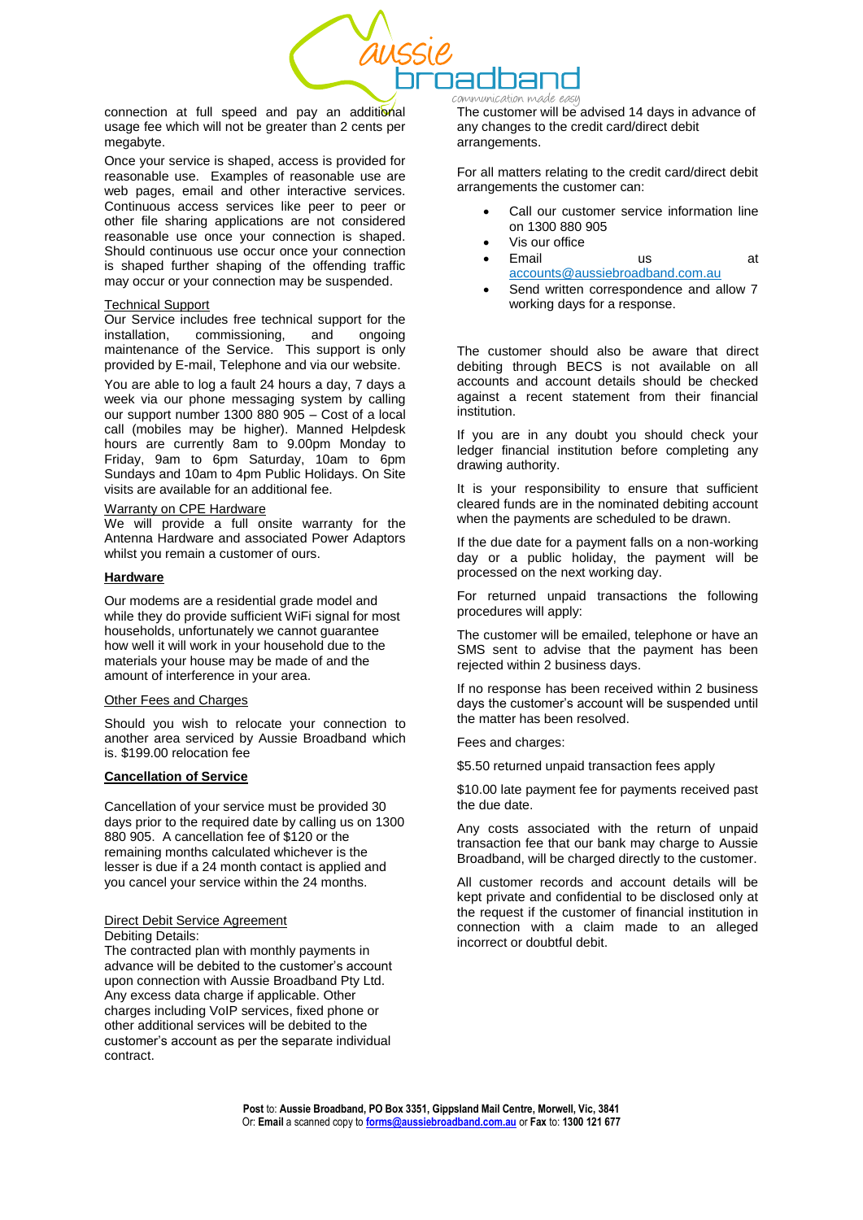connection at full speed and pay an additional usage fee which will not be greater than 2 cents per megabyte.

Once your service is shaped, access is provided for reasonable use. Examples of reasonable use are web pages, email and other interactive services. Continuous access services like peer to peer or other file sharing applications are not considered reasonable use once your connection is shaped. Should continuous use occur once your connection is shaped further shaping of the offending traffic may occur or your connection may be suspended.

Technical Support

Our Service includes free technical support for the installation, commissioning, and ongoing maintenance of the Service. This support is only provided by E-mail, Telephone and via our website.

You are able to log a fault 24 hours a day, 7 days a week via our phone messaging system by calling our support number 1300 880 905 – Cost of a local call (mobiles may be higher). Manned Helpdesk hours are currently 8am to 9.00pm Monday to Friday, 9am to 6pm Saturday, 10am to 6pm Sundays and 10am to 4pm Public Holidays. On Site visits are available for an additional fee.

Warranty on CPE Hardware

We will provide a full onsite warranty for the Antenna Hardware and associated Power Adaptors whilst you remain a customer of ours.

**Hardware**

Our modems are a residential grade model and while they do provide sufficient WiFi signal for most households, unfortunately we cannot guarantee how well it will work in your household due to the materials your house may be made of and the amount of interference in your area.

Other Fees and Charges

Should you wish to relocate your connection to another area serviced by Aussie Broadband which is. $199.00 relocation fee

**Cancellation of Service**

Cancellation of your service must be provided 30 days prior to the required date by calling us on 1300 880 905. A cancellation fee of $120 or the remaining months calculated whichever is the lesser is due if a 24 month contact is applied and you cancel your service within the 24 months.

Direct Debit Service Agreement

Debiting Details:

The contracted plan with monthly payments in advance will be debited to the customer's account upon connection with Aussie Broadband Pty Ltd. Any excess data charge if applicable. Other charges including VoIP services, fixed phone or other additional services will be debited to the customer's account as per the separate individual contract.

The customer will be advised 14 days in advance of any changes to the credit card/direct debit arrangements.

For all matters relating to the credit card/direct debit arrangements the customer can:

- Call our customer service information line on 1300 880 905
- Vis our office
- Email us at accounts@aussiebroadband.com.au
- Send written correspondence and allow 7 working days for a response.

The customer should also be aware that direct debiting through BECS is not available on all accounts and account details should be checked against a recent statement from their financial institution.

If you are in any doubt you should check your ledger financial institution before completing any drawing authority.

It is your responsibility to ensure that sufficient cleared funds are in the nominated debiting account when the payments are scheduled to be drawn.

If the due date for a payment falls on a non-working day or a public holiday, the payment will be processed on the next working day.

For returned unpaid transactions the following procedures will apply:

The customer will be emailed, telephone or have an SMS sent to advise that the payment has been rejected within 2 business days.

If no response has been received within 2 business days the customer's account will be suspended until the matter has been resolved.

Fees and charges:

$5.50 returned unpaid transaction fees apply

$10.00 late payment fee for payments received past the due date.

Any costs associated with the return of unpaid transaction fee that our bank may charge to Aussie Broadband, will be charged directly to the customer.

All customer records and account details will be kept private and confidential to be disclosed only at the request if the customer of financial institution in connection with a claim made to an alleged incorrect or doubtful debit.

**Post** to: **Aussie Broadband, PO Box 3351, Gippsland Mail Centre, Morwell, Vic, 3841**
Or: **Email** a scanned copy to **forms@aussiebroadband.com.au** or **Fax** to: **1300 121 677**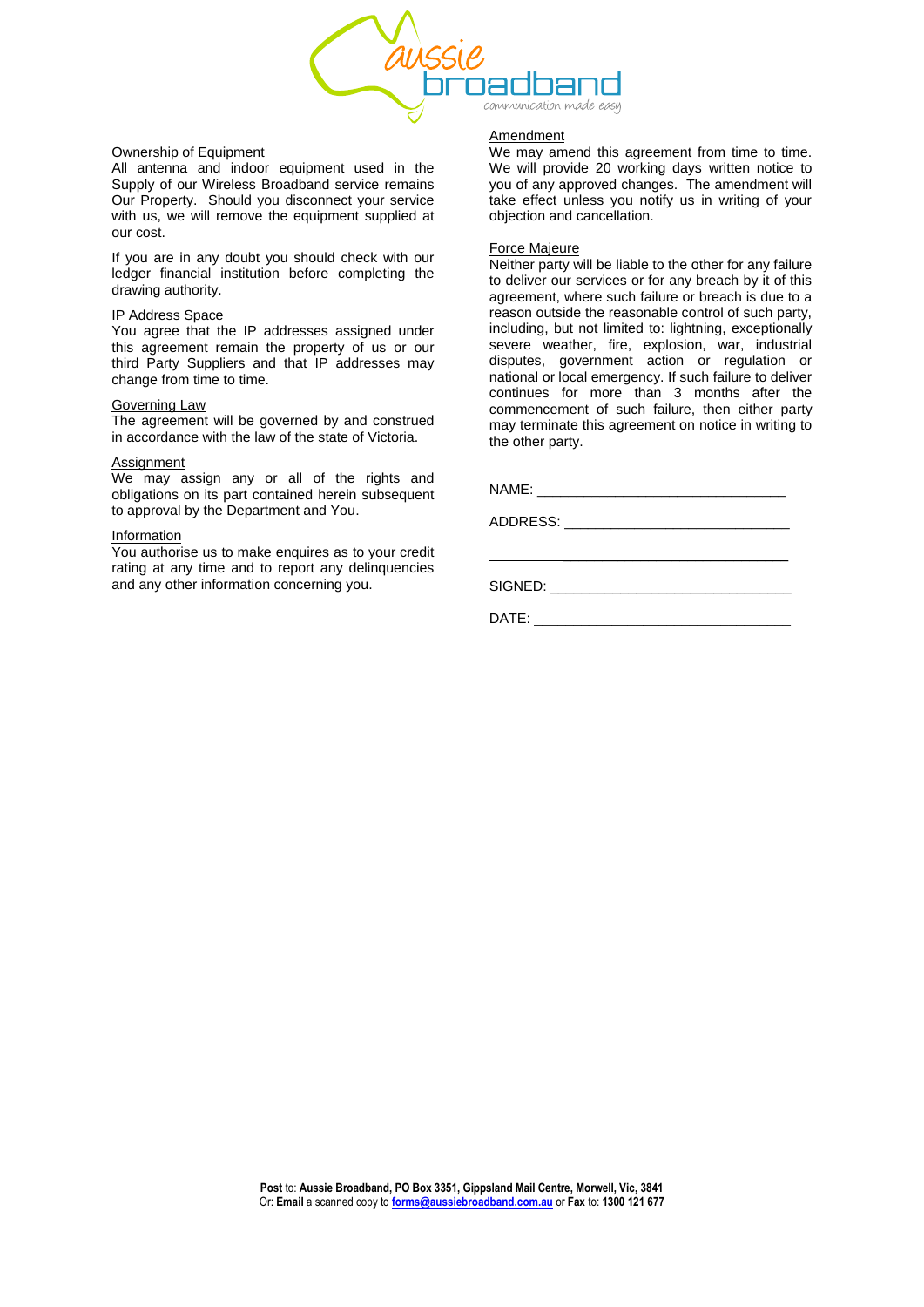### Ownership of Equipment

All antenna and indoor equipment used in the Supply of our Wireless Broadband service remains Our Property. Should you disconnect your service with us, we will remove the equipment supplied at our cost.

If you are in any doubt you should check with our ledger financial institution before completing the drawing authority.

### IP Address Space

You agree that the IP addresses assigned under this agreement remain the property of us or our third Party Suppliers and that IP addresses may change from time to time.

### Governing Law

The agreement will be governed by and construed in accordance with the law of the state of Victoria.

### Assignment

We may assign any or all of the rights and obligations on its part contained herein subsequent to approval by the Department and You.

### Information

You authorise us to make enquires as to your credit rating at any time and to report any delinquencies and any other information concerning you.

### Amendment

We may amend this agreement from time to time. We will provide 20 working days written notice to you of any approved changes. The amendment will take effect unless you notify us in writing of your objection and cancellation.

### Force Majeure

Neither party will be liable to the other for any failure to deliver our services or for any breach by it of this agreement, where such failure or breach is due to a reason outside the reasonable control of such party, including, but not limited to: lightning, exceptionally severe weather, fire, explosion, war, industrial disputes, government action or regulation or national or local emergency. If such failure to deliver continues for more than 3 months after the commencement of such failure, then either party may terminate this agreement on notice in writing to the other party.

NAME: ______________________________

ADDRESS: ____________________________

____________________________________

SIGNED: _____________________________

DATE: _______________________________

**Post** to: **Aussie Broadband, PO Box 3351, Gippsland Mail Centre, Morwell, Vic, 3841**
Or: **Email** a scanned copy to **forms@aussiebroadband.com.au** or **Fax** to: **1300 121 677**